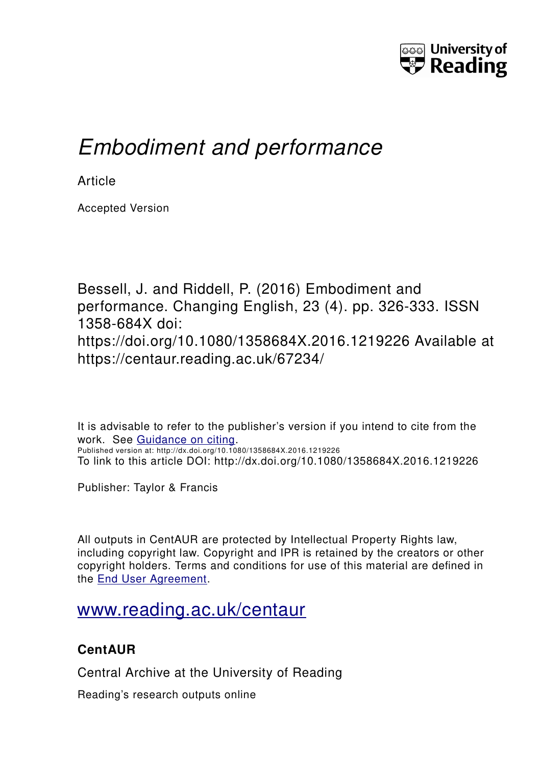University of Reading

# *Embodiment and performance*

Article

Accepted Version

Bessell, J. and Riddell, P. (2016) Embodiment and performance. Changing English, 23 (4). pp. 326-333. ISSN 1358-684X doi: https://doi.org/10.1080/1358684X.2016.1219226 Available at https://centaur.reading.ac.uk/67234/

It is advisable to refer to the publisher's version if you intend to cite from the work. See Guidance on citing.

Published version at: http://dx.doi.org/10.1080/1358684X.2016.1219226

To link to this article DOI: http://dx.doi.org/10.1080/1358684X.2016.1219226

Publisher: Taylor & Francis

All outputs in CentAUR are protected by Intellectual Property Rights law, including copyright law. Copyright and IPR is retained by the creators or other copyright holders. Terms and conditions for use of this material are defined in the End User Agreement.

www.reading.ac.uk/centaur

**CentAUR**

Central Archive at the University of Reading

Reading's research outputs online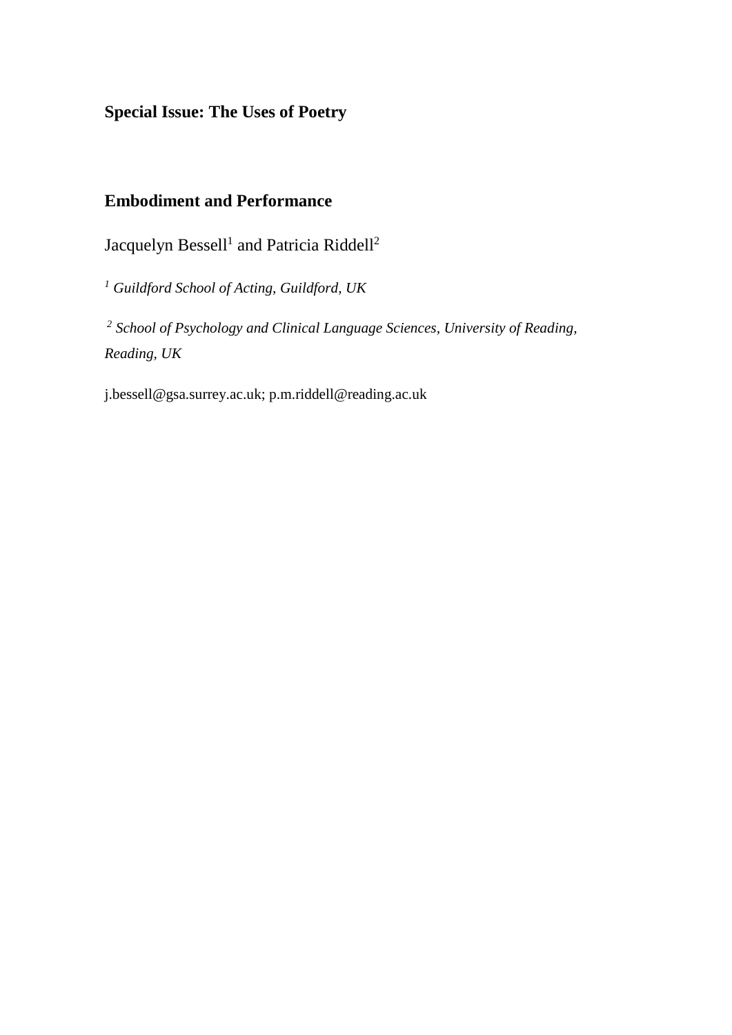**Special Issue: The Uses of Poetry**

## Embodiment and Performance

Jacquelyn Bessell[1] and Patricia Riddell[2]

*[1] Guildford School of Acting, Guildford, UK*

*[2] School of Psychology and Clinical Language Sciences, University of Reading, Reading, UK*

j.bessell@gsa.surrey.ac.uk; p.m.riddell@reading.ac.uk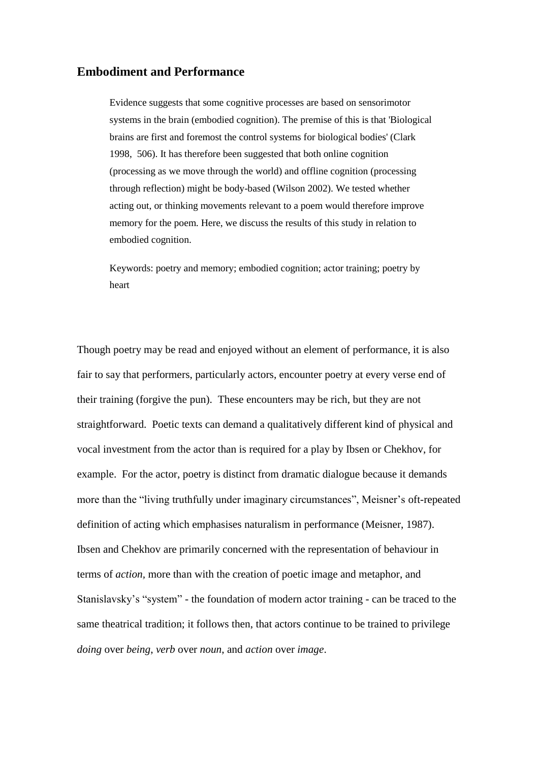## Embodiment and Performance

> Evidence suggests that some cognitive processes are based on sensorimotor systems in the brain (embodied cognition). The premise of this is that 'Biological brains are first and foremost the control systems for biological bodies' (Clark 1998, 506). It has therefore been suggested that both online cognition (processing as we move through the world) and offline cognition (processing through reflection) might be body-based (Wilson 2002). We tested whether acting out, or thinking movements relevant to a poem would therefore improve memory for the poem. Here, we discuss the results of this study in relation to embodied cognition.
>
> Keywords: poetry and memory; embodied cognition; actor training; poetry by heart

Though poetry may be read and enjoyed without an element of performance, it is also fair to say that performers, particularly actors, encounter poetry at every verse end of their training (forgive the pun). These encounters may be rich, but they are not straightforward. Poetic texts can demand a qualitatively different kind of physical and vocal investment from the actor than is required for a play by Ibsen or Chekhov, for example. For the actor, poetry is distinct from dramatic dialogue because it demands more than the "living truthfully under imaginary circumstances", Meisner's oft-repeated definition of acting which emphasises naturalism in performance (Meisner, 1987). Ibsen and Chekhov are primarily concerned with the representation of behaviour in terms of *action*, more than with the creation of poetic image and metaphor, and Stanislavsky's "system" - the foundation of modern actor training - can be traced to the same theatrical tradition; it follows then, that actors continue to be trained to privilege *doing* over *being*, *verb* over *noun*, and *action* over *image*.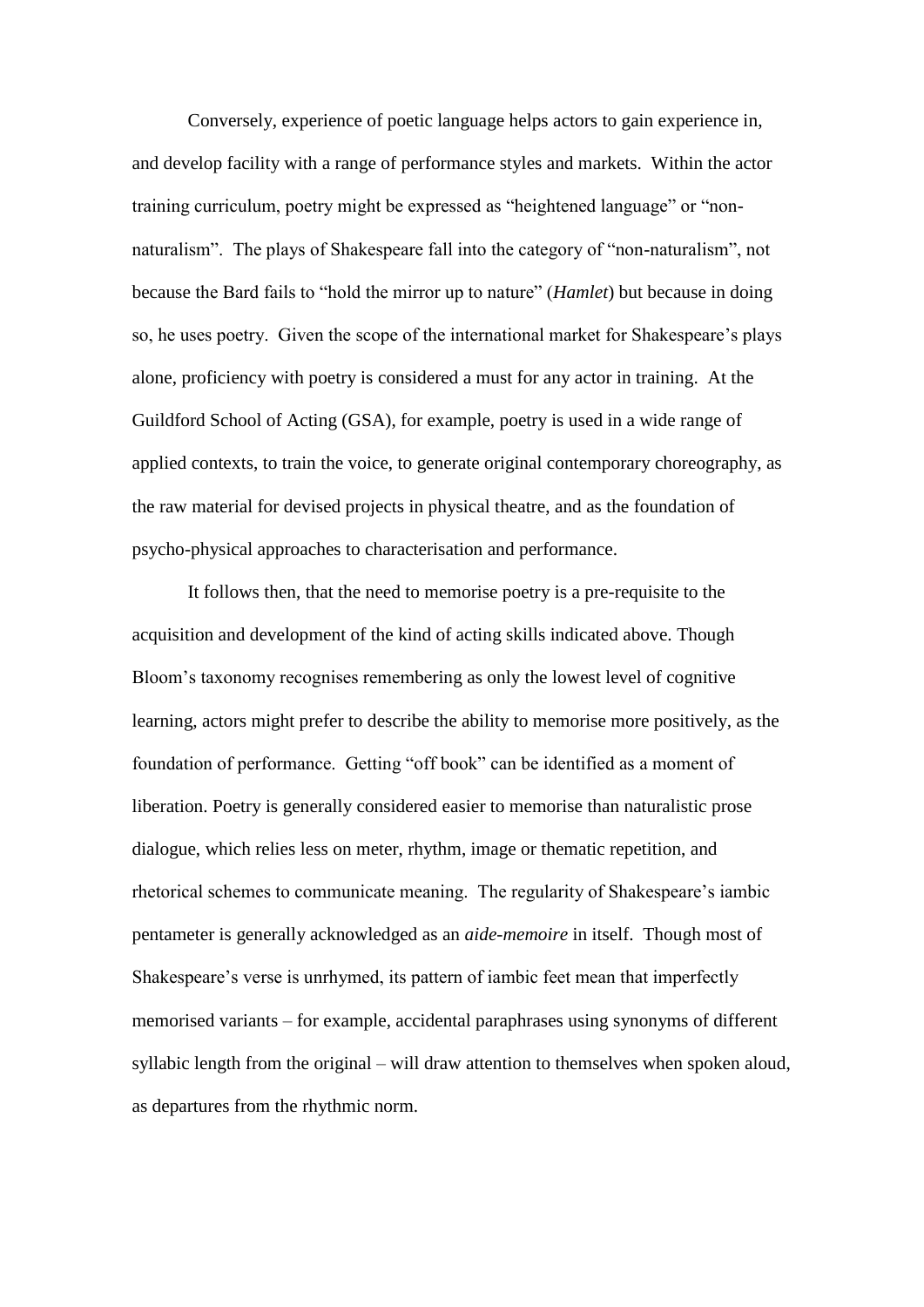Conversely, experience of poetic language helps actors to gain experience in, and develop facility with a range of performance styles and markets. Within the actor training curriculum, poetry might be expressed as "heightened language" or "non-naturalism". The plays of Shakespeare fall into the category of "non-naturalism", not because the Bard fails to "hold the mirror up to nature" (*Hamlet*) but because in doing so, he uses poetry. Given the scope of the international market for Shakespeare's plays alone, proficiency with poetry is considered a must for any actor in training. At the Guildford School of Acting (GSA), for example, poetry is used in a wide range of applied contexts, to train the voice, to generate original contemporary choreography, as the raw material for devised projects in physical theatre, and as the foundation of psycho-physical approaches to characterisation and performance.

It follows then, that the need to memorise poetry is a pre-requisite to the acquisition and development of the kind of acting skills indicated above. Though Bloom's taxonomy recognises remembering as only the lowest level of cognitive learning, actors might prefer to describe the ability to memorise more positively, as the foundation of performance. Getting "off book" can be identified as a moment of liberation. Poetry is generally considered easier to memorise than naturalistic prose dialogue, which relies less on meter, rhythm, image or thematic repetition, and rhetorical schemes to communicate meaning. The regularity of Shakespeare's iambic pentameter is generally acknowledged as an *aide-memoire* in itself. Though most of Shakespeare's verse is unrhymed, its pattern of iambic feet mean that imperfectly memorised variants – for example, accidental paraphrases using synonyms of different syllabic length from the original – will draw attention to themselves when spoken aloud, as departures from the rhythmic norm.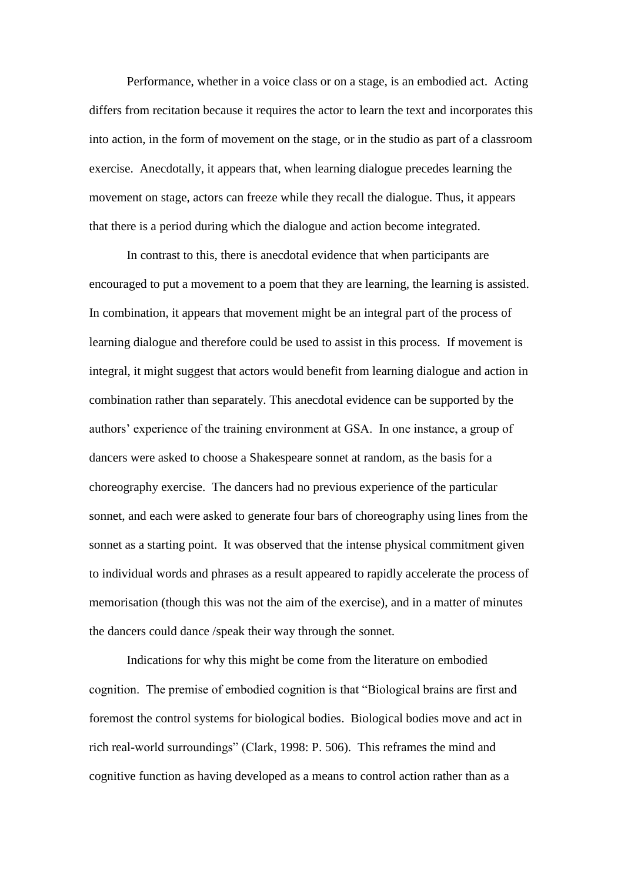Performance, whether in a voice class or on a stage, is an embodied act. Acting differs from recitation because it requires the actor to learn the text and incorporates this into action, in the form of movement on the stage, or in the studio as part of a classroom exercise. Anecdotally, it appears that, when learning dialogue precedes learning the movement on stage, actors can freeze while they recall the dialogue. Thus, it appears that there is a period during which the dialogue and action become integrated.

In contrast to this, there is anecdotal evidence that when participants are encouraged to put a movement to a poem that they are learning, the learning is assisted. In combination, it appears that movement might be an integral part of the process of learning dialogue and therefore could be used to assist in this process. If movement is integral, it might suggest that actors would benefit from learning dialogue and action in combination rather than separately. This anecdotal evidence can be supported by the authors' experience of the training environment at GSA. In one instance, a group of dancers were asked to choose a Shakespeare sonnet at random, as the basis for a choreography exercise. The dancers had no previous experience of the particular sonnet, and each were asked to generate four bars of choreography using lines from the sonnet as a starting point. It was observed that the intense physical commitment given to individual words and phrases as a result appeared to rapidly accelerate the process of memorisation (though this was not the aim of the exercise), and in a matter of minutes the dancers could dance /speak their way through the sonnet.

Indications for why this might be come from the literature on embodied cognition. The premise of embodied cognition is that "Biological brains are first and foremost the control systems for biological bodies. Biological bodies move and act in rich real-world surroundings" (Clark, 1998: P. 506). This reframes the mind and cognitive function as having developed as a means to control action rather than as a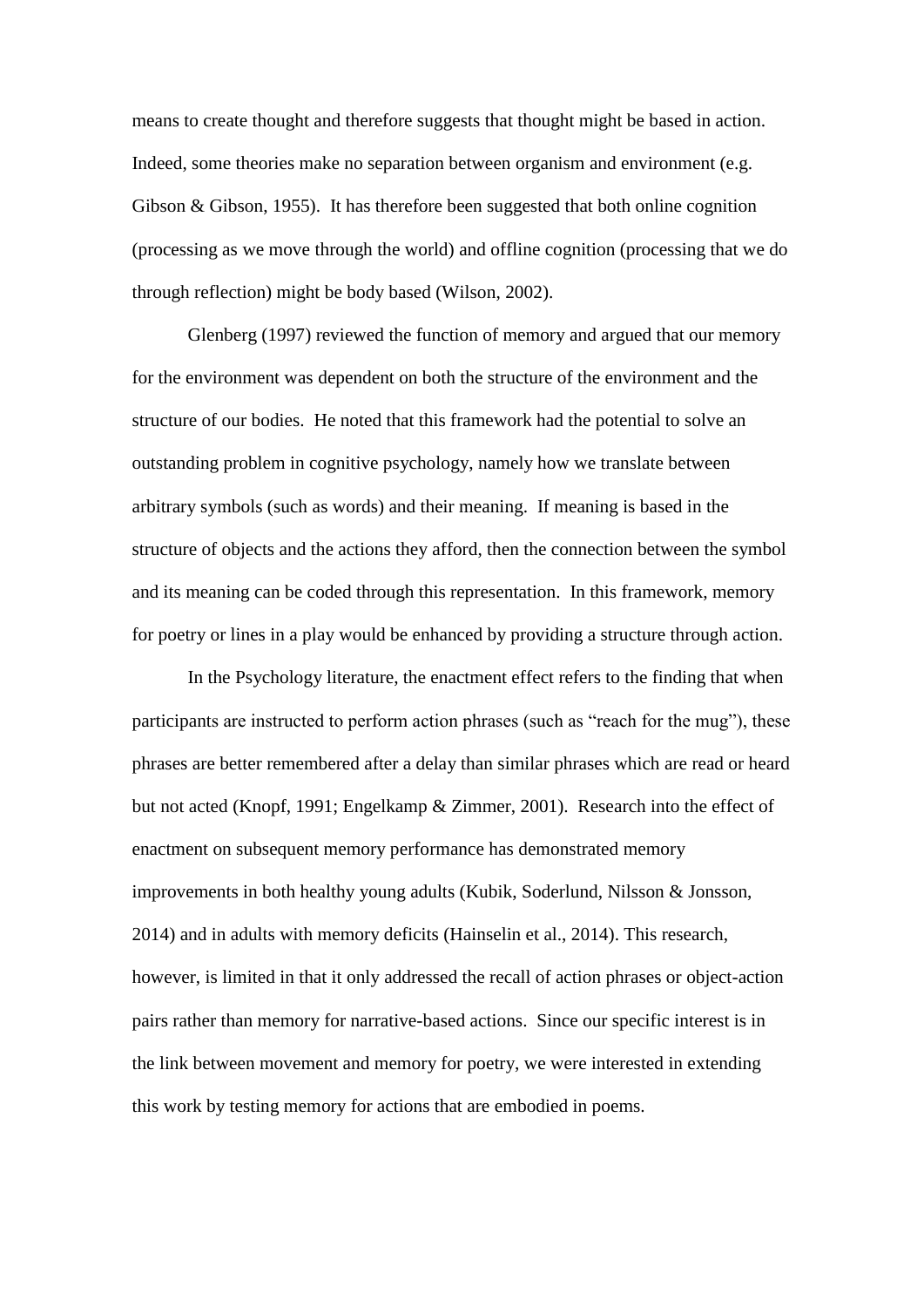means to create thought and therefore suggests that thought might be based in action. Indeed, some theories make no separation between organism and environment (e.g. Gibson & Gibson, 1955). It has therefore been suggested that both online cognition (processing as we move through the world) and offline cognition (processing that we do through reflection) might be body based (Wilson, 2002).

Glenberg (1997) reviewed the function of memory and argued that our memory for the environment was dependent on both the structure of the environment and the structure of our bodies. He noted that this framework had the potential to solve an outstanding problem in cognitive psychology, namely how we translate between arbitrary symbols (such as words) and their meaning. If meaning is based in the structure of objects and the actions they afford, then the connection between the symbol and its meaning can be coded through this representation. In this framework, memory for poetry or lines in a play would be enhanced by providing a structure through action.

In the Psychology literature, the enactment effect refers to the finding that when participants are instructed to perform action phrases (such as "reach for the mug"), these phrases are better remembered after a delay than similar phrases which are read or heard but not acted (Knopf, 1991; Engelkamp & Zimmer, 2001). Research into the effect of enactment on subsequent memory performance has demonstrated memory improvements in both healthy young adults (Kubik, Soderlund, Nilsson & Jonsson, 2014) and in adults with memory deficits (Hainselin et al., 2014). This research, however, is limited in that it only addressed the recall of action phrases or object-action pairs rather than memory for narrative-based actions. Since our specific interest is in the link between movement and memory for poetry, we were interested in extending this work by testing memory for actions that are embodied in poems.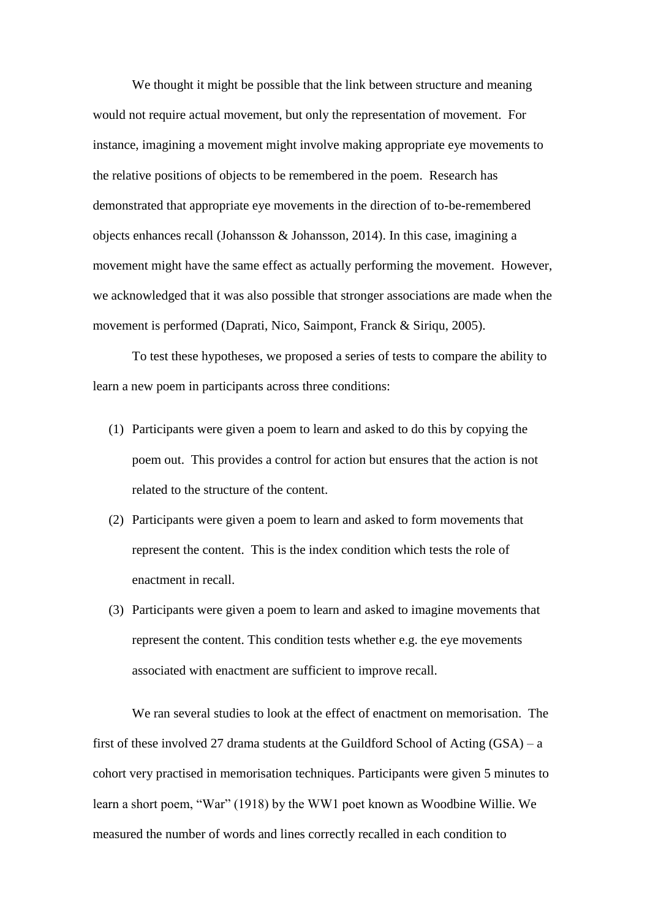We thought it might be possible that the link between structure and meaning would not require actual movement, but only the representation of movement. For instance, imagining a movement might involve making appropriate eye movements to the relative positions of objects to be remembered in the poem. Research has demonstrated that appropriate eye movements in the direction of to-be-remembered objects enhances recall (Johansson & Johansson, 2014). In this case, imagining a movement might have the same effect as actually performing the movement. However, we acknowledged that it was also possible that stronger associations are made when the movement is performed (Daprati, Nico, Saimpont, Franck & Siriqu, 2005).

To test these hypotheses, we proposed a series of tests to compare the ability to learn a new poem in participants across three conditions:

(1) Participants were given a poem to learn and asked to do this by copying the poem out. This provides a control for action but ensures that the action is not related to the structure of the content.

(2) Participants were given a poem to learn and asked to form movements that represent the content. This is the index condition which tests the role of enactment in recall.

(3) Participants were given a poem to learn and asked to imagine movements that represent the content. This condition tests whether e.g. the eye movements associated with enactment are sufficient to improve recall.

We ran several studies to look at the effect of enactment on memorisation. The first of these involved 27 drama students at the Guildford School of Acting (GSA) – a cohort very practised in memorisation techniques. Participants were given 5 minutes to learn a short poem, "War" (1918) by the WW1 poet known as Woodbine Willie. We measured the number of words and lines correctly recalled in each condition to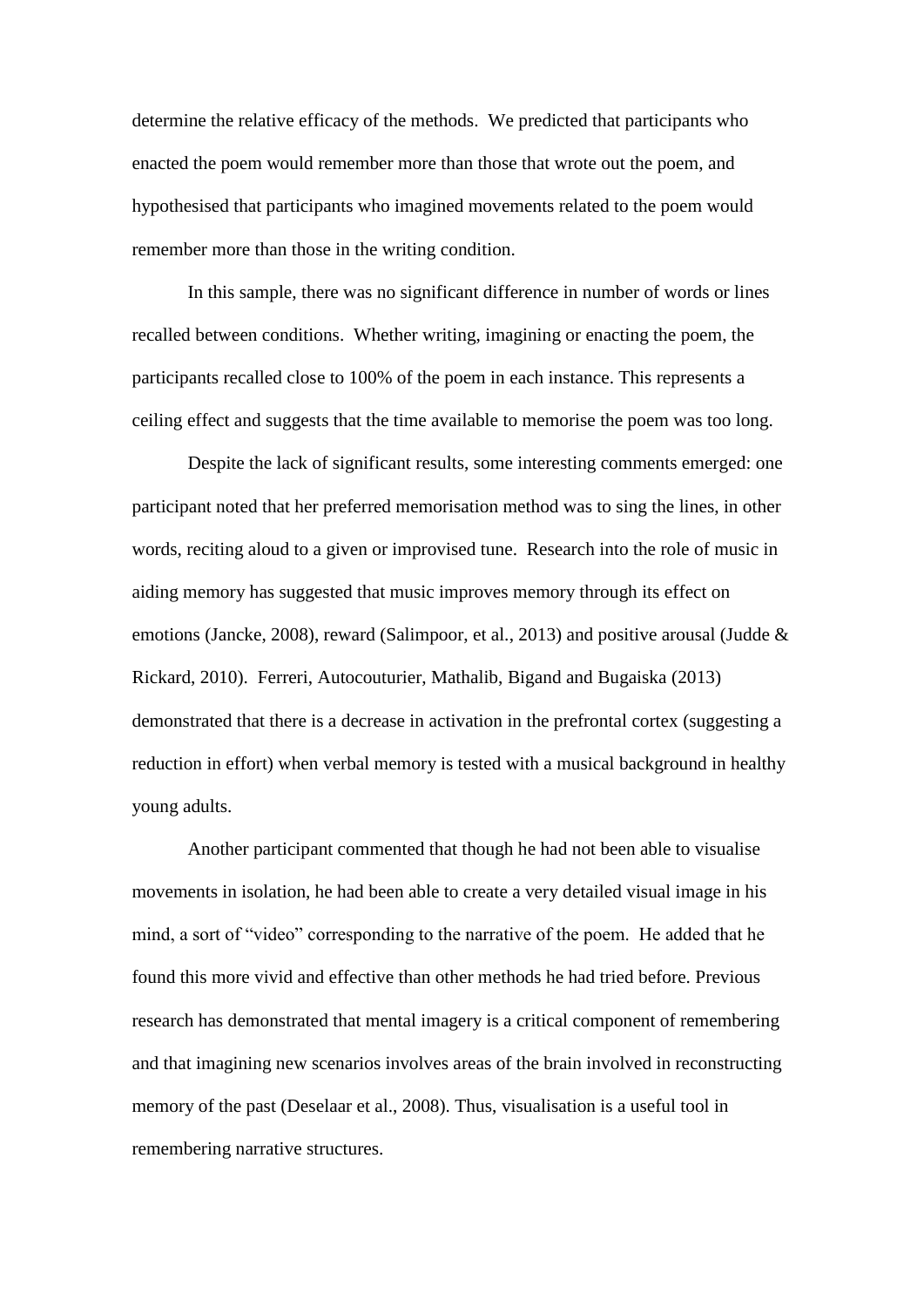determine the relative efficacy of the methods. We predicted that participants who enacted the poem would remember more than those that wrote out the poem, and hypothesised that participants who imagined movements related to the poem would remember more than those in the writing condition.

In this sample, there was no significant difference in number of words or lines recalled between conditions. Whether writing, imagining or enacting the poem, the participants recalled close to 100% of the poem in each instance. This represents a ceiling effect and suggests that the time available to memorise the poem was too long.

Despite the lack of significant results, some interesting comments emerged: one participant noted that her preferred memorisation method was to sing the lines, in other words, reciting aloud to a given or improvised tune. Research into the role of music in aiding memory has suggested that music improves memory through its effect on emotions (Jancke, 2008), reward (Salimpoor, et al., 2013) and positive arousal (Judde & Rickard, 2010). Ferreri, Autocouturier, Mathalib, Bigand and Bugaiska (2013) demonstrated that there is a decrease in activation in the prefrontal cortex (suggesting a reduction in effort) when verbal memory is tested with a musical background in healthy young adults.

Another participant commented that though he had not been able to visualise movements in isolation, he had been able to create a very detailed visual image in his mind, a sort of "video" corresponding to the narrative of the poem. He added that he found this more vivid and effective than other methods he had tried before. Previous research has demonstrated that mental imagery is a critical component of remembering and that imagining new scenarios involves areas of the brain involved in reconstructing memory of the past (Deselaar et al., 2008). Thus, visualisation is a useful tool in remembering narrative structures.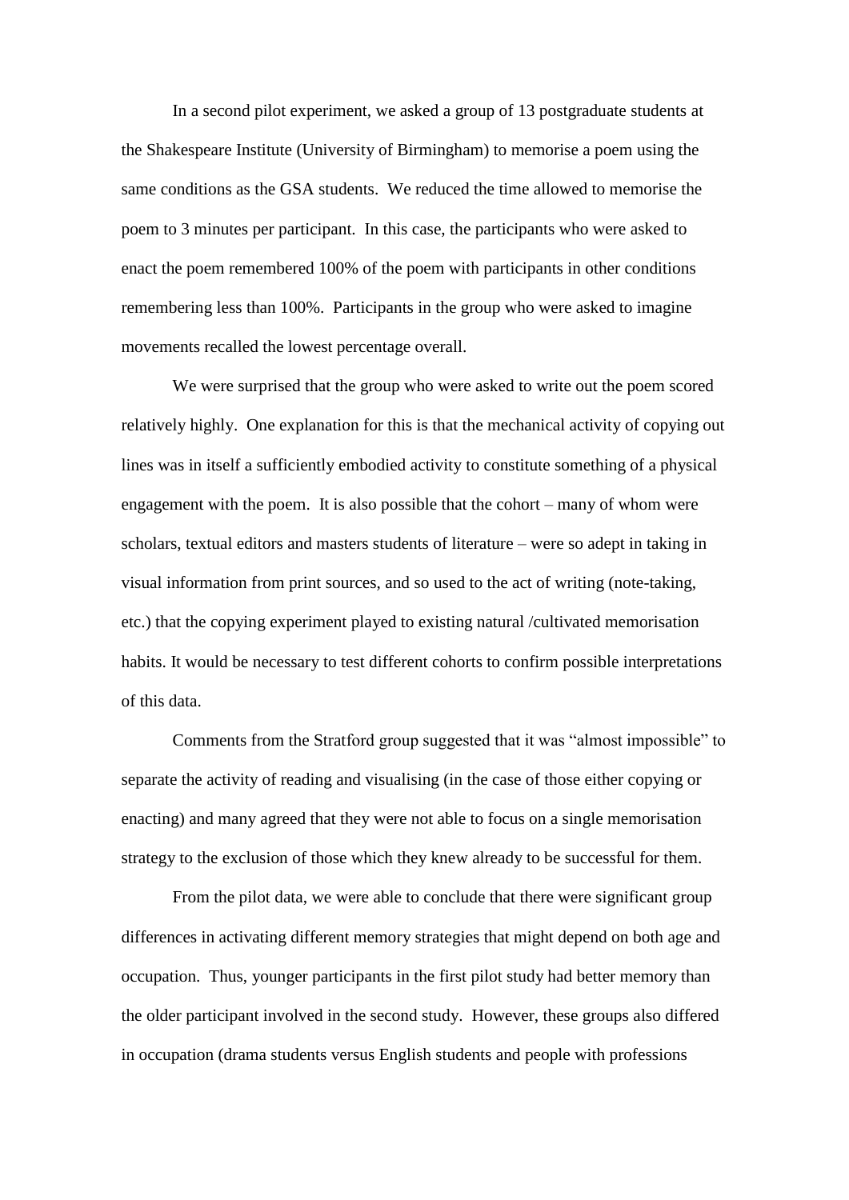In a second pilot experiment, we asked a group of 13 postgraduate students at the Shakespeare Institute (University of Birmingham) to memorise a poem using the same conditions as the GSA students. We reduced the time allowed to memorise the poem to 3 minutes per participant. In this case, the participants who were asked to enact the poem remembered 100% of the poem with participants in other conditions remembering less than 100%. Participants in the group who were asked to imagine movements recalled the lowest percentage overall.

We were surprised that the group who were asked to write out the poem scored relatively highly. One explanation for this is that the mechanical activity of copying out lines was in itself a sufficiently embodied activity to constitute something of a physical engagement with the poem. It is also possible that the cohort – many of whom were scholars, textual editors and masters students of literature – were so adept in taking in visual information from print sources, and so used to the act of writing (note-taking, etc.) that the copying experiment played to existing natural /cultivated memorisation habits. It would be necessary to test different cohorts to confirm possible interpretations of this data.

Comments from the Stratford group suggested that it was "almost impossible" to separate the activity of reading and visualising (in the case of those either copying or enacting) and many agreed that they were not able to focus on a single memorisation strategy to the exclusion of those which they knew already to be successful for them.

From the pilot data, we were able to conclude that there were significant group differences in activating different memory strategies that might depend on both age and occupation. Thus, younger participants in the first pilot study had better memory than the older participant involved in the second study. However, these groups also differed in occupation (drama students versus English students and people with professions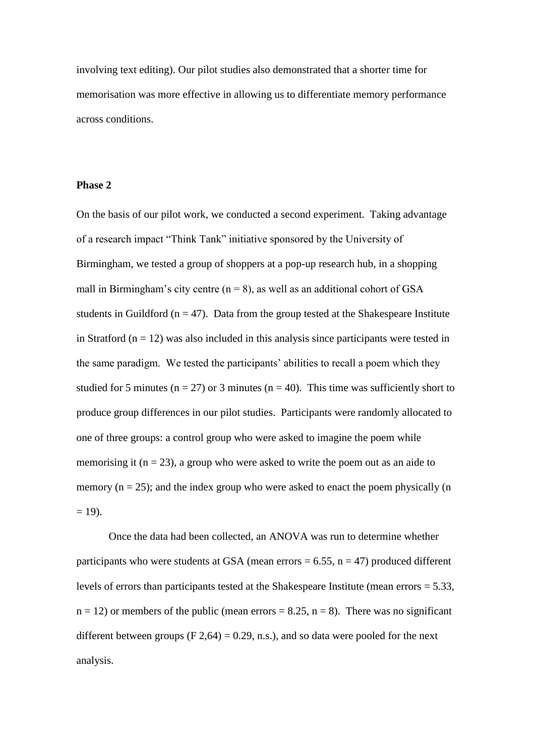involving text editing). Our pilot studies also demonstrated that a shorter time for memorisation was more effective in allowing us to differentiate memory performance across conditions.

**Phase 2**

On the basis of our pilot work, we conducted a second experiment. Taking advantage of a research impact "Think Tank" initiative sponsored by the University of Birmingham, we tested a group of shoppers at a pop-up research hub, in a shopping mall in Birmingham's city centre ($n = 8$), as well as an additional cohort of GSA students in Guildford ($n = 47$). Data from the group tested at the Shakespeare Institute in Stratford ($n = 12$) was also included in this analysis since participants were tested in the same paradigm. We tested the participants' abilities to recall a poem which they studied for 5 minutes ($n = 27$) or 3 minutes ($n = 40$). This time was sufficiently short to produce group differences in our pilot studies. Participants were randomly allocated to one of three groups: a control group who were asked to imagine the poem while memorising it ($n = 23$), a group who were asked to write the poem out as an aide to memory ($n = 25$); and the index group who were asked to enact the poem physically ($n = 19$).

Once the data had been collected, an ANOVA was run to determine whether participants who were students at GSA (mean errors = 6.55, $n = 47$) produced different levels of errors than participants tested at the Shakespeare Institute (mean errors = 5.33, $n = 12$) or members of the public (mean errors = 8.25, $n = 8$). There was no significant different between groups ($F_{2,64} = 0.29$, n.s.), and so data were pooled for the next analysis.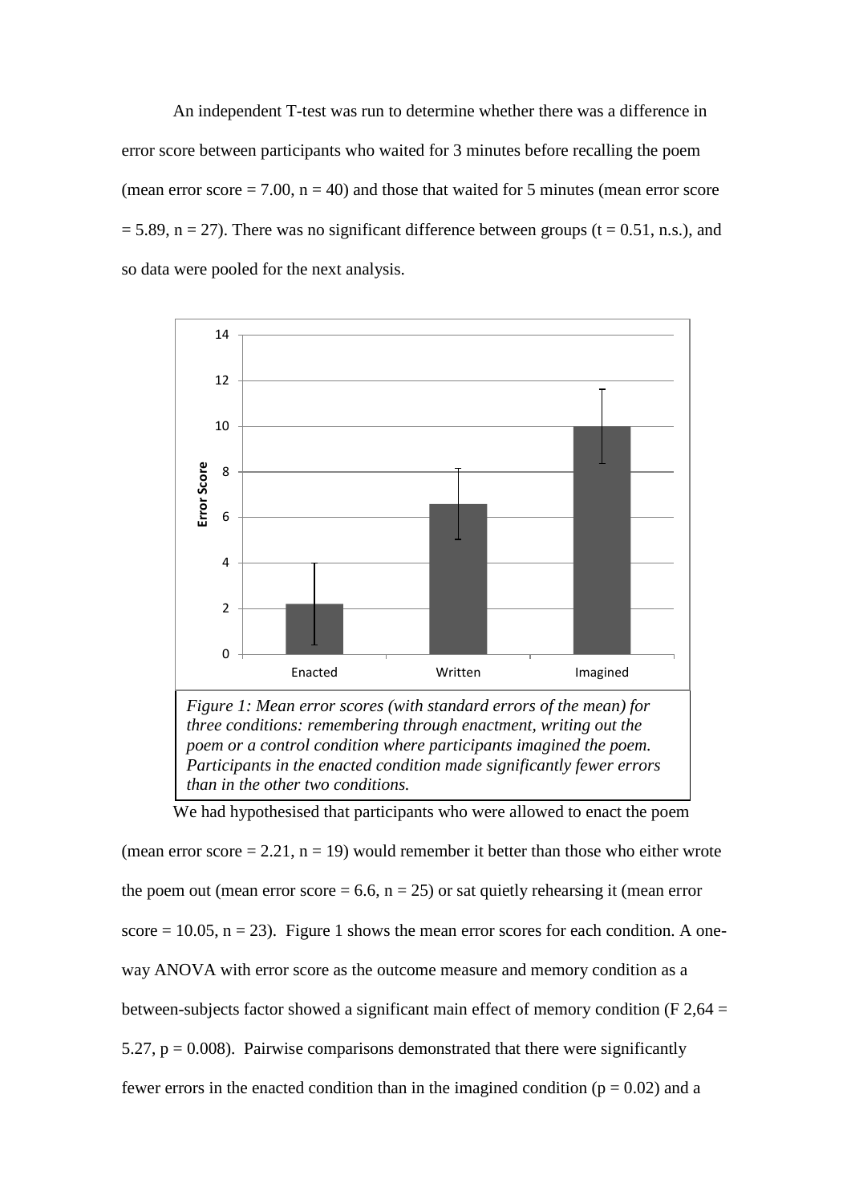An independent T-test was run to determine whether there was a difference in error score between participants who waited for 3 minutes before recalling the poem (mean error score = 7.00, n = 40) and those that waited for 5 minutes (mean error score = 5.89, n = 27). There was no significant difference between groups (t = 0.51, n.s.), and so data were pooled for the next analysis.

*Figure 1: Mean error scores (with standard errors of the mean) for three conditions: remembering through enactment, writing out the poem or a control condition where participants imagined the poem. Participants in the enacted condition made significantly fewer errors than in the other two conditions.*

We had hypothesised that participants who were allowed to enact the poem (mean error score = 2.21, n = 19) would remember it better than those who either wrote the poem out (mean error score = 6.6, n = 25) or sat quietly rehearsing it (mean error score = 10.05, n = 23). Figure 1 shows the mean error scores for each condition. A one-way ANOVA with error score as the outcome measure and memory condition as a between-subjects factor showed a significant main effect of memory condition ($F_{2,64} = 5.27$, $p = 0.008$). Pairwise comparisons demonstrated that there were significantly fewer errors in the enacted condition than in the imagined condition ($p = 0.02$) and a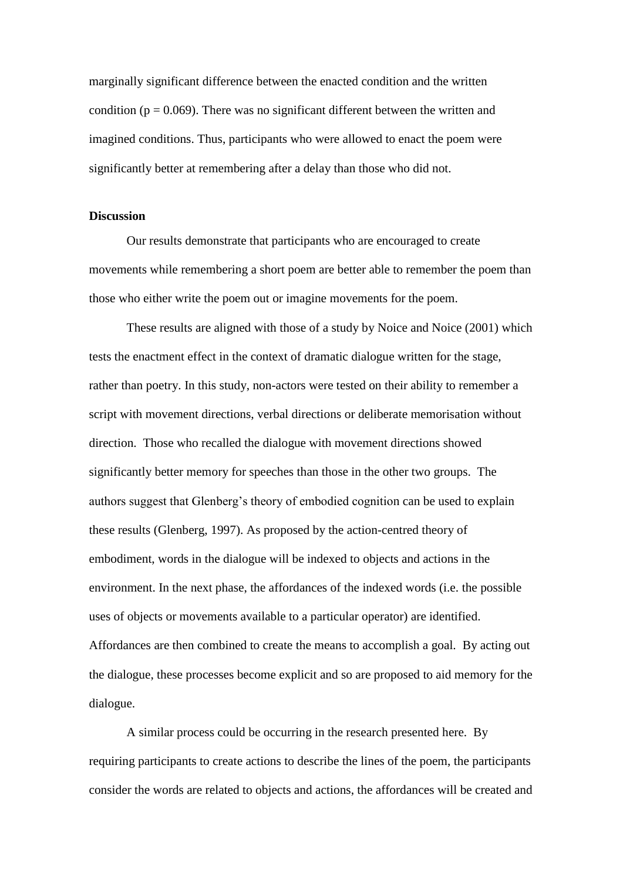marginally significant difference between the enacted condition and the written condition ($p = 0.069$). There was no significant different between the written and imagined conditions. Thus, participants who were allowed to enact the poem were significantly better at remembering after a delay than those who did not.

**Discussion**

Our results demonstrate that participants who are encouraged to create movements while remembering a short poem are better able to remember the poem than those who either write the poem out or imagine movements for the poem.

These results are aligned with those of a study by Noice and Noice (2001) which tests the enactment effect in the context of dramatic dialogue written for the stage, rather than poetry. In this study, non-actors were tested on their ability to remember a script with movement directions, verbal directions or deliberate memorisation without direction. Those who recalled the dialogue with movement directions showed significantly better memory for speeches than those in the other two groups. The authors suggest that Glenberg's theory of embodied cognition can be used to explain these results (Glenberg, 1997). As proposed by the action-centred theory of embodiment, words in the dialogue will be indexed to objects and actions in the environment. In the next phase, the affordances of the indexed words (i.e. the possible uses of objects or movements available to a particular operator) are identified. Affordances are then combined to create the means to accomplish a goal. By acting out the dialogue, these processes become explicit and so are proposed to aid memory for the dialogue.

A similar process could be occurring in the research presented here. By requiring participants to create actions to describe the lines of the poem, the participants consider the words are related to objects and actions, the affordances will be created and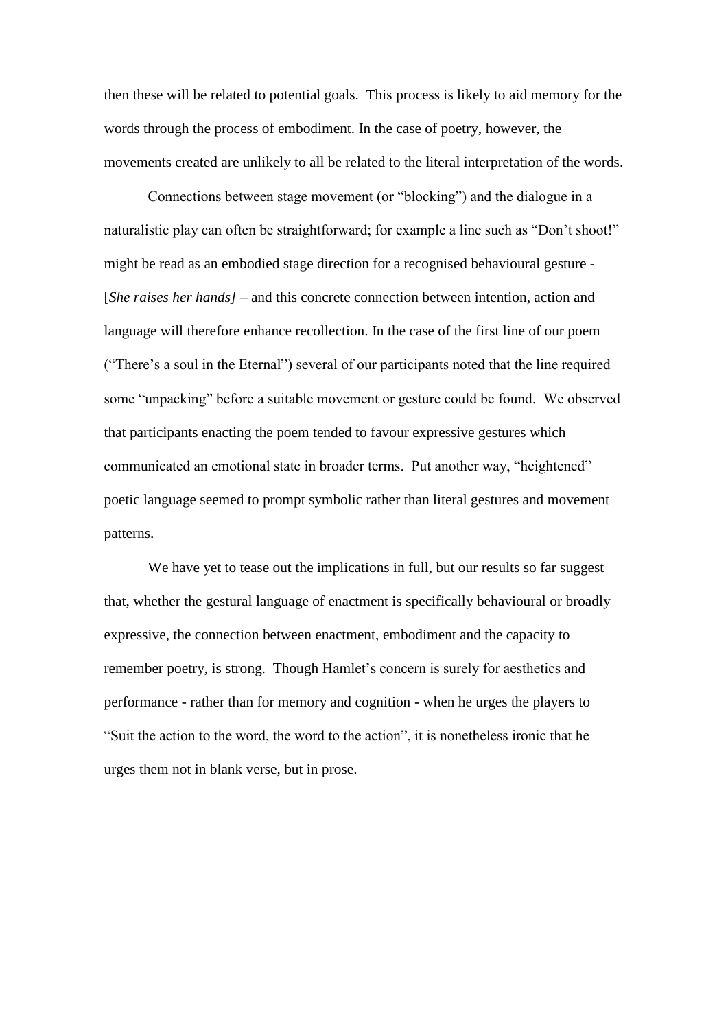then these will be related to potential goals. This process is likely to aid memory for the words through the process of embodiment. In the case of poetry, however, the movements created are unlikely to all be related to the literal interpretation of the words.

Connections between stage movement (or "blocking") and the dialogue in a naturalistic play can often be straightforward; for example a line such as "Don't shoot!" might be read as an embodied stage direction for a recognised behavioural gesture - [*She raises her hands]* – and this concrete connection between intention, action and language will therefore enhance recollection. In the case of the first line of our poem ("There's a soul in the Eternal") several of our participants noted that the line required some "unpacking" before a suitable movement or gesture could be found. We observed that participants enacting the poem tended to favour expressive gestures which communicated an emotional state in broader terms. Put another way, "heightened" poetic language seemed to prompt symbolic rather than literal gestures and movement patterns.

We have yet to tease out the implications in full, but our results so far suggest that, whether the gestural language of enactment is specifically behavioural or broadly expressive, the connection between enactment, embodiment and the capacity to remember poetry, is strong. Though Hamlet's concern is surely for aesthetics and performance - rather than for memory and cognition - when he urges the players to "Suit the action to the word, the word to the action", it is nonetheless ironic that he urges them not in blank verse, but in prose.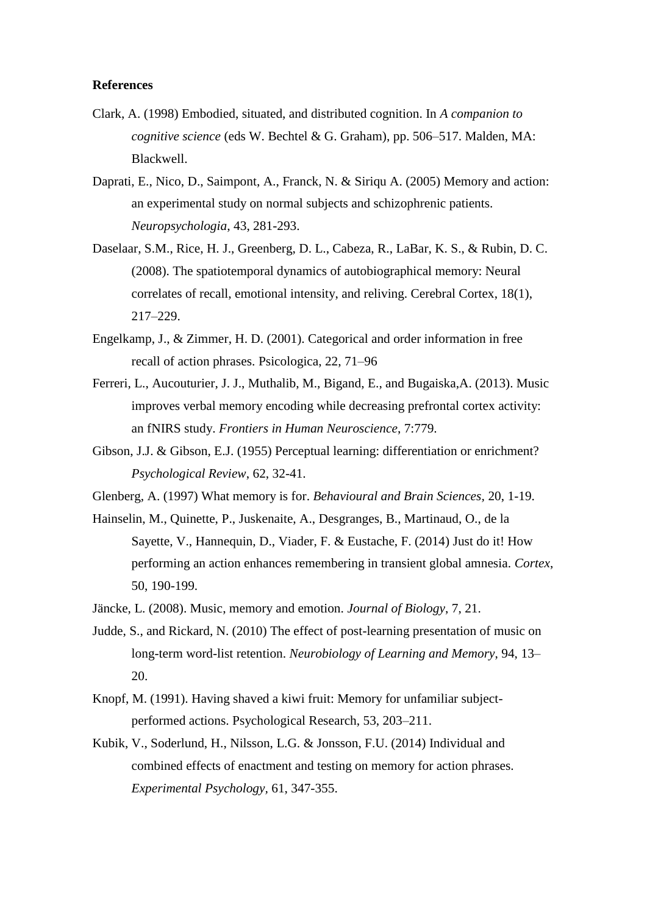**References**

Clark, A. (1998) Embodied, situated, and distributed cognition. In *A companion to cognitive science* (eds W. Bechtel & G. Graham), pp. 506–517. Malden, MA: Blackwell.

Daprati, E., Nico, D., Saimpont, A., Franck, N. & Siriqu A. (2005) Memory and action: an experimental study on normal subjects and schizophrenic patients. *Neuropsychologia*, 43, 281-293.

Daselaar, S.M., Rice, H. J., Greenberg, D. L., Cabeza, R., LaBar, K. S., & Rubin, D. C. (2008). The spatiotemporal dynamics of autobiographical memory: Neural correlates of recall, emotional intensity, and reliving. Cerebral Cortex, 18(1), 217–229.

Engelkamp, J., & Zimmer, H. D. (2001). Categorical and order information in free recall of action phrases. Psicologica, 22, 71–96

Ferreri, L., Aucouturier, J. J., Muthalib, M., Bigand, E., and Bugaiska,A. (2013). Music improves verbal memory encoding while decreasing prefrontal cortex activity: an fNIRS study. *Frontiers in Human Neuroscience*, 7:779.

Gibson, J.J. & Gibson, E.J. (1955) Perceptual learning: differentiation or enrichment? *Psychological Review*, 62, 32-41.

Glenberg, A. (1997) What memory is for. *Behavioural and Brain Sciences*, 20, 1-19.

Hainselin, M., Quinette, P., Juskenaite, A., Desgranges, B., Martinaud, O., de la Sayette, V., Hannequin, D., Viader, F. & Eustache, F. (2014) Just do it! How performing an action enhances remembering in transient global amnesia. *Cortex*, 50, 190-199.

Jäncke, L. (2008). Music, memory and emotion. *Journal of Biology*, 7, 21.

Judde, S., and Rickard, N. (2010) The effect of post-learning presentation of music on long-term word-list retention. *Neurobiology of Learning and Memory*, 94, 13–20.

Knopf, M. (1991). Having shaved a kiwi fruit: Memory for unfamiliar subject-performed actions. Psychological Research, 53, 203–211.

Kubik, V., Soderlund, H., Nilsson, L.G. & Jonsson, F.U. (2014) Individual and combined effects of enactment and testing on memory for action phrases. *Experimental Psychology*, 61, 347-355.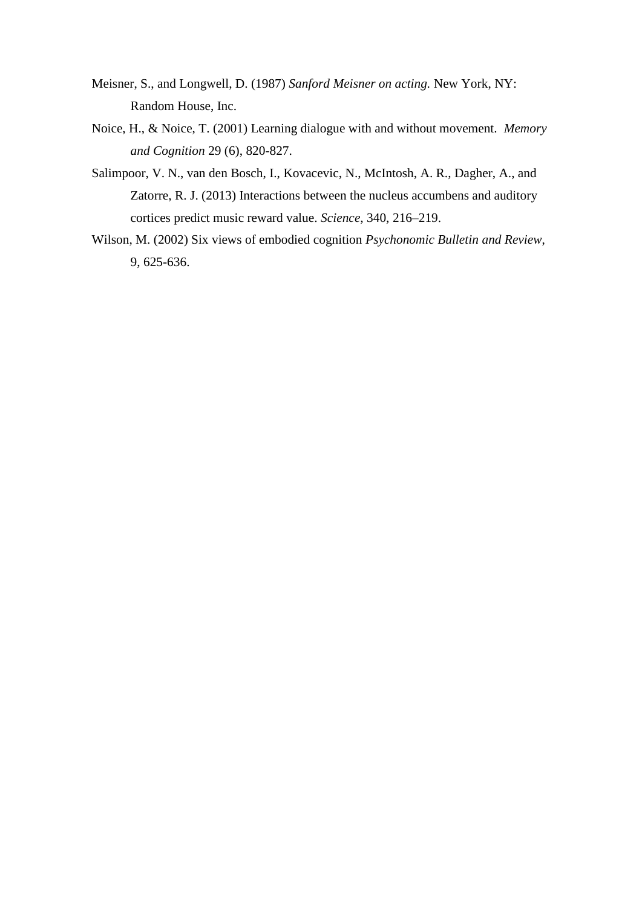Meisner, S., and Longwell, D. (1987) *Sanford Meisner on acting.* New York, NY: Random House, Inc.

Noice, H., & Noice, T. (2001) Learning dialogue with and without movement. *Memory and Cognition* 29 (6), 820-827.

Salimpoor, V. N., van den Bosch, I., Kovacevic, N., McIntosh, A. R., Dagher, A., and Zatorre, R. J. (2013) Interactions between the nucleus accumbens and auditory cortices predict music reward value. *Science*, 340, 216–219.

Wilson, M. (2002) Six views of embodied cognition *Psychonomic Bulletin and Review*, 9, 625-636.